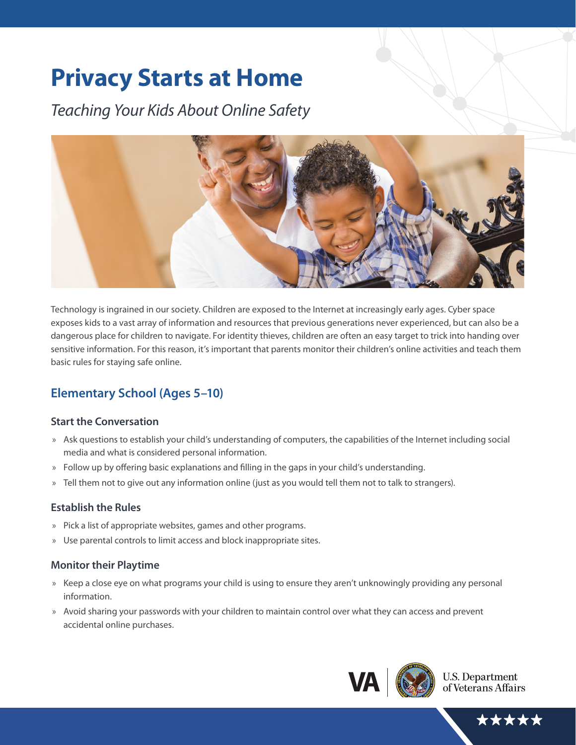# Privacy Starts at Home

*Teaching Your Kids About Online Safety*

Technology is ingrained in our society. Children are exposed to the Internet at increasingly early ages. Cyber space exposes kids to a vast array of information and resources that previous generations never experienced, but can also be a dangerous place for children to navigate. For identity thieves, children are often an easy target to trick into handing over sensitive information. For this reason, it's important that parents monitor their children's online activities and teach them basic rules for staying safe online.

## Elementary School (Ages 5–10)

### Start the Conversation

- Ask questions to establish your child's understanding of computers, the capabilities of the Internet including social media and what is considered personal information.
- Follow up by offering basic explanations and filling in the gaps in your child's understanding.
- Tell them not to give out any information online (just as you would tell them not to talk to strangers).

### Establish the Rules

- Pick a list of appropriate websites, games and other programs.
- Use parental controls to limit access and block inappropriate sites.

### Monitor their Playtime

- Keep a close eye on what programs your child is using to ensure they aren't unknowingly providing any personal information.
- Avoid sharing your passwords with your children to maintain control over what they can access and prevent accidental online purchases.

VA | U.S. Department of Veterans Affairs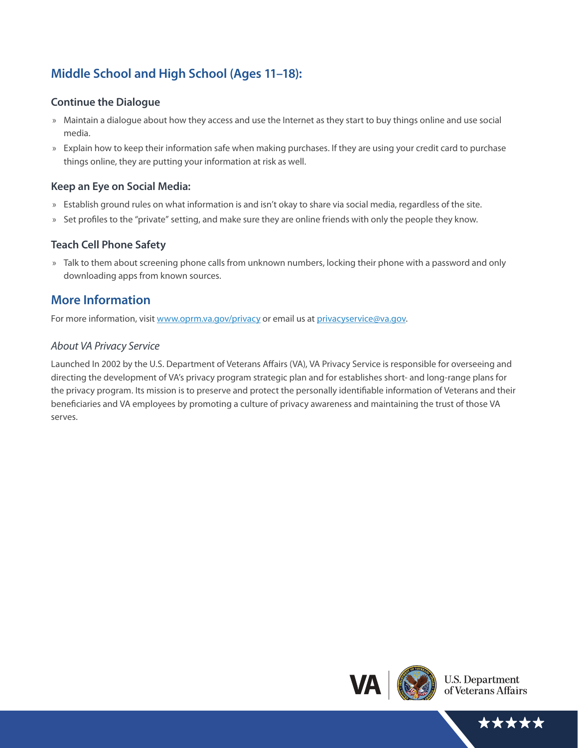## Middle School and High School (Ages 11–18):

### Continue the Dialogue

- Maintain a dialogue about how they access and use the Internet as they start to buy things online and use social media.
- Explain how to keep their information safe when making purchases. If they are using your credit card to purchase things online, they are putting your information at risk as well.

### Keep an Eye on Social Media:

- Establish ground rules on what information is and isn't okay to share via social media, regardless of the site.
- Set profiles to the "private" setting, and make sure they are online friends with only the people they know.

### Teach Cell Phone Safety

- Talk to them about screening phone calls from unknown numbers, locking their phone with a password and only downloading apps from known sources.

## More Information

For more information, visit [www.oprm.va.gov/privacy](www.oprm.va.gov/privacy) or email us at [privacyservice@va.gov](mailto:privacyservice@va.gov).

### *About VA Privacy Service*

Launched In 2002 by the U.S. Department of Veterans Affairs (VA), VA Privacy Service is responsible for overseeing and directing the development of VA's privacy program strategic plan and for establishes short- and long-range plans for the privacy program. Its mission is to preserve and protect the personally identifiable information of Veterans and their beneficiaries and VA employees by promoting a culture of privacy awareness and maintaining the trust of those VA serves.

VA | U.S. Department of Veterans Affairs